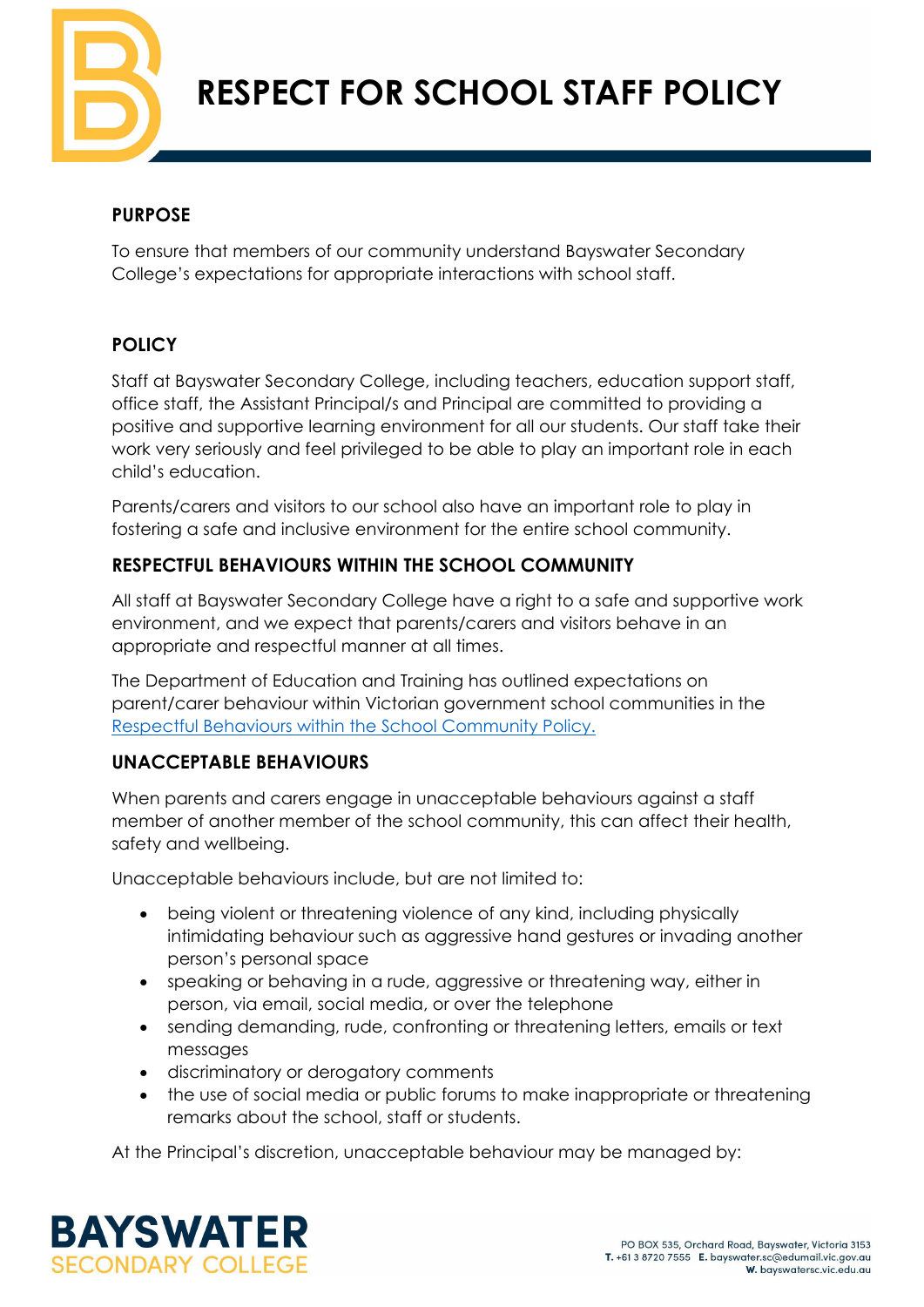# RESPECT FOR SCHOOL STAFF POLICY

## PURPOSE

To ensure that members of our community understand Bayswater Secondary College's expectations for appropriate interactions with school staff.

## POLICY

Staff at Bayswater Secondary College, including teachers, education support staff, office staff, the Assistant Principal/s and Principal are committed to providing a positive and supportive learning environment for all our students. Our staff take their work very seriously and feel privileged to be able to play an important role in each child's education.

Parents/carers and visitors to our school also have an important role to play in fostering a safe and inclusive environment for the entire school community.

## RESPECTFUL BEHAVIOURS WITHIN THE SCHOOL COMMUNITY

All staff at Bayswater Secondary College have a right to a safe and supportive work environment, and we expect that parents/carers and visitors behave in an appropriate and respectful manner at all times.

The Department of Education and Training has outlined expectations on parent/carer behaviour within Victorian government school communities in the [Respectful Behaviours within the School Community Policy.]

## UNACCEPTABLE BEHAVIOURS

When parents and carers engage in unacceptable behaviours against a staff member of another member of the school community, this can affect their health, safety and wellbeing.

Unacceptable behaviours include, but are not limited to:

- being violent or threatening violence of any kind, including physically intimidating behaviour such as aggressive hand gestures or invading another person's personal space
- speaking or behaving in a rude, aggressive or threatening way, either in person, via email, social media, or over the telephone
- sending demanding, rude, confronting or threatening letters, emails or text messages
- discriminatory or derogatory comments
- the use of social media or public forums to make inappropriate or threatening remarks about the school, staff or students.

At the Principal's discretion, unacceptable behaviour may be managed by: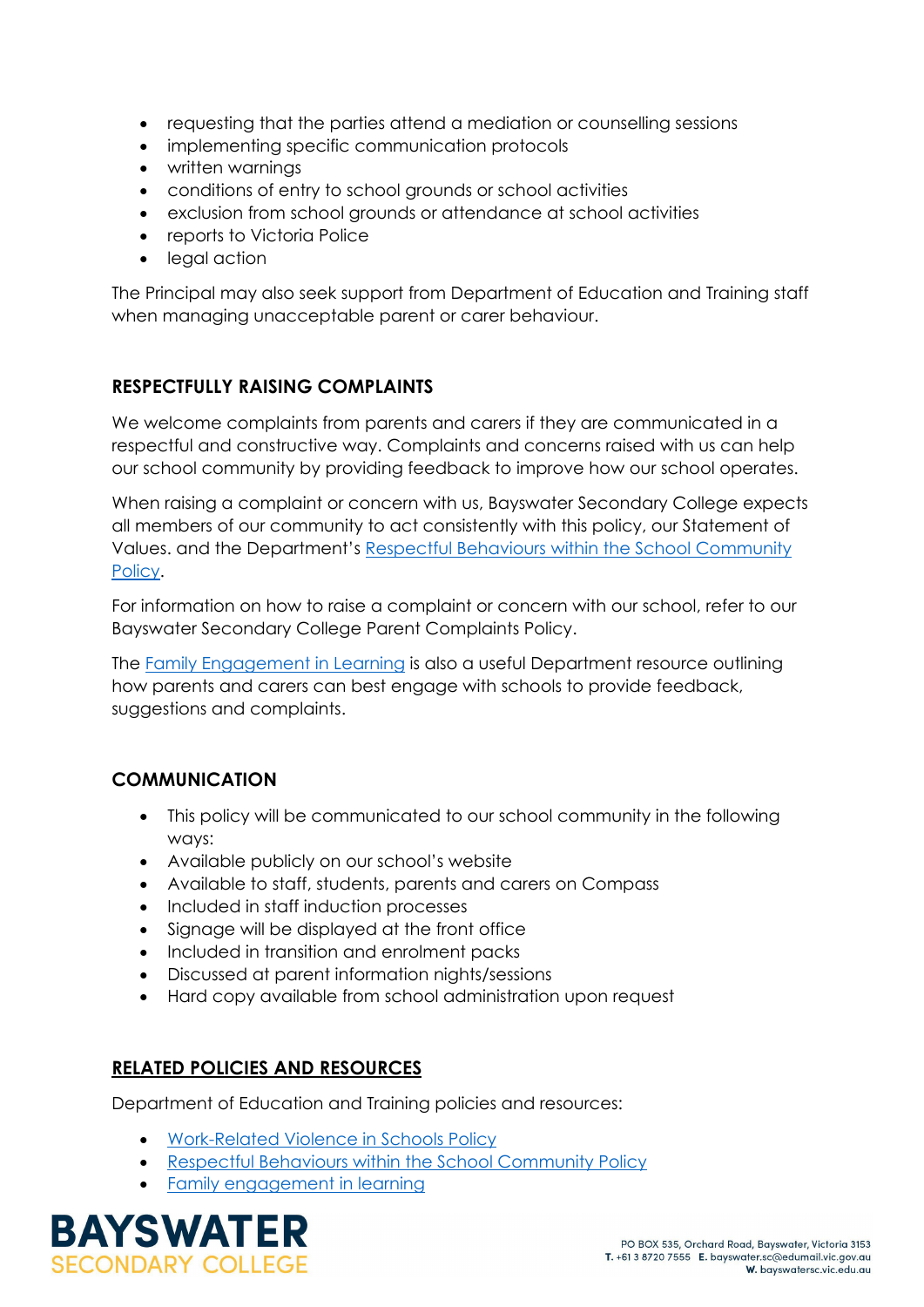- requesting that the parties attend a mediation or counselling sessions
- implementing specific communication protocols
- written warnings
- conditions of entry to school grounds or school activities
- exclusion from school grounds or attendance at school activities
- reports to Victoria Police
- legal action

The Principal may also seek support from Department of Education and Training staff when managing unacceptable parent or carer behaviour.

## RESPECTFULLY RAISING COMPLAINTS

We welcome complaints from parents and carers if they are communicated in a respectful and constructive way. Complaints and concerns raised with us can help our school community by providing feedback to improve how our school operates.

When raising a complaint or concern with us, Bayswater Secondary College expects all members of our community to act consistently with this policy, our Statement of Values. and the Department's Respectful Behaviours within the School Community Policy.

For information on how to raise a complaint or concern with our school, refer to our Bayswater Secondary College Parent Complaints Policy.

The Family Engagement in Learning is also a useful Department resource outlining how parents and carers can best engage with schools to provide feedback, suggestions and complaints.

## COMMUNICATION

- This policy will be communicated to our school community in the following ways:
- Available publicly on our school's website
- Available to staff, students, parents and carers on Compass
- Included in staff induction processes
- Signage will be displayed at the front office
- Included in transition and enrolment packs
- Discussed at parent information nights/sessions
- Hard copy available from school administration upon request

## RELATED POLICIES AND RESOURCES

Department of Education and Training policies and resources:

- Work-Related Violence in Schools Policy
- Respectful Behaviours within the School Community Policy
- Family engagement in learning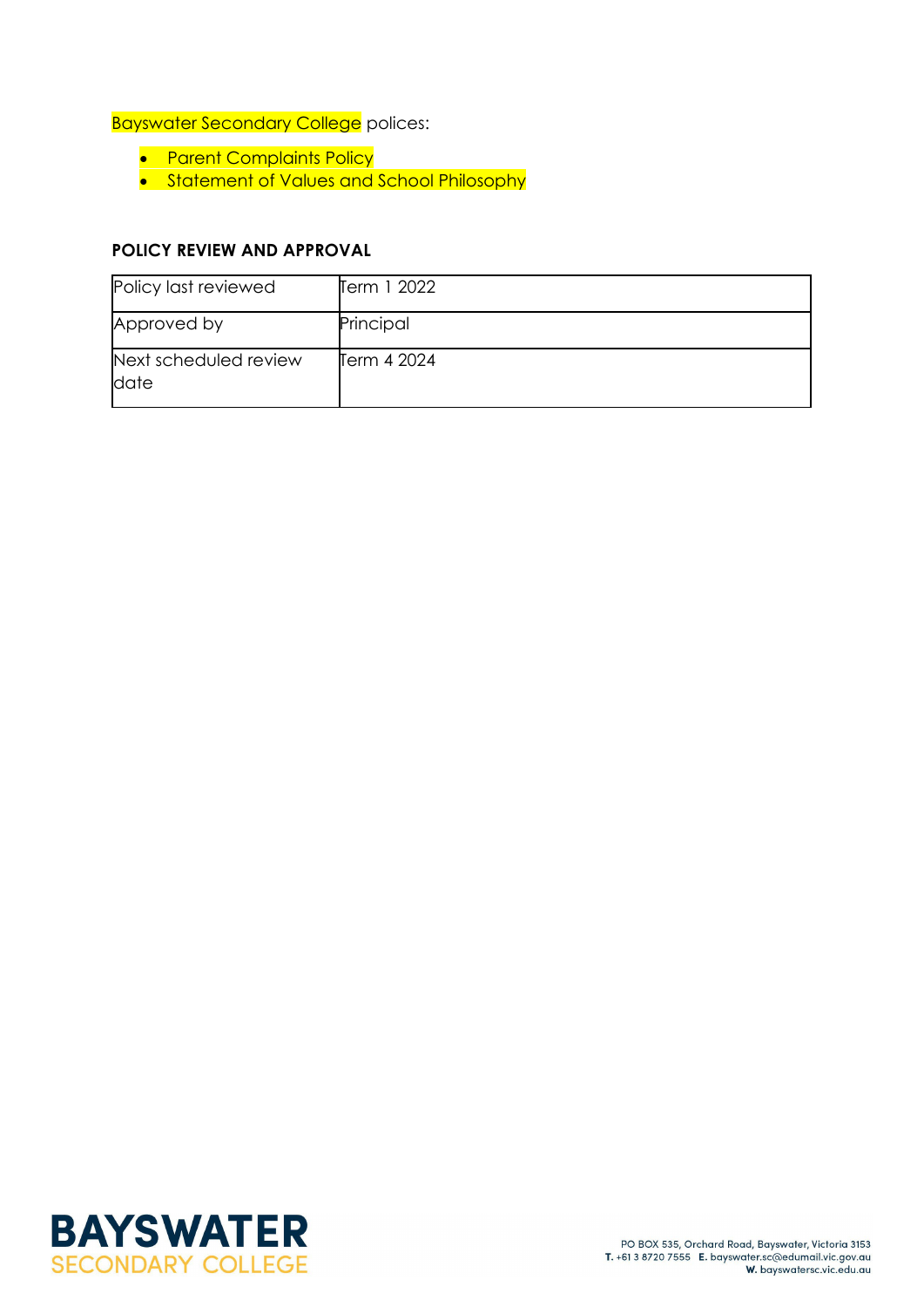Bayswater Secondary College polices:

- Parent Complaints Policy
- Statement of Values and School Philosophy

**POLICY REVIEW AND APPROVAL**

| | |
|---|---|
| Policy last reviewed | Term 1 2022 |
| Approved by | Principal |
| Next scheduled review date | Term 4 2024 |